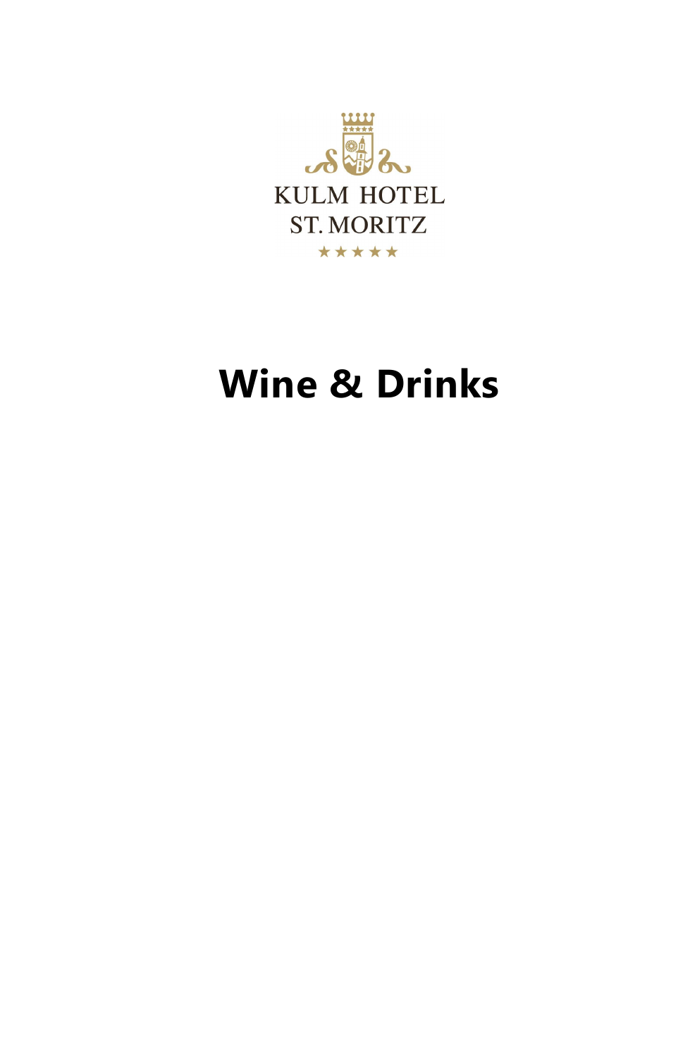KULM HOTEL
ST. MORITZ
★★★★★

# Wine & Drinks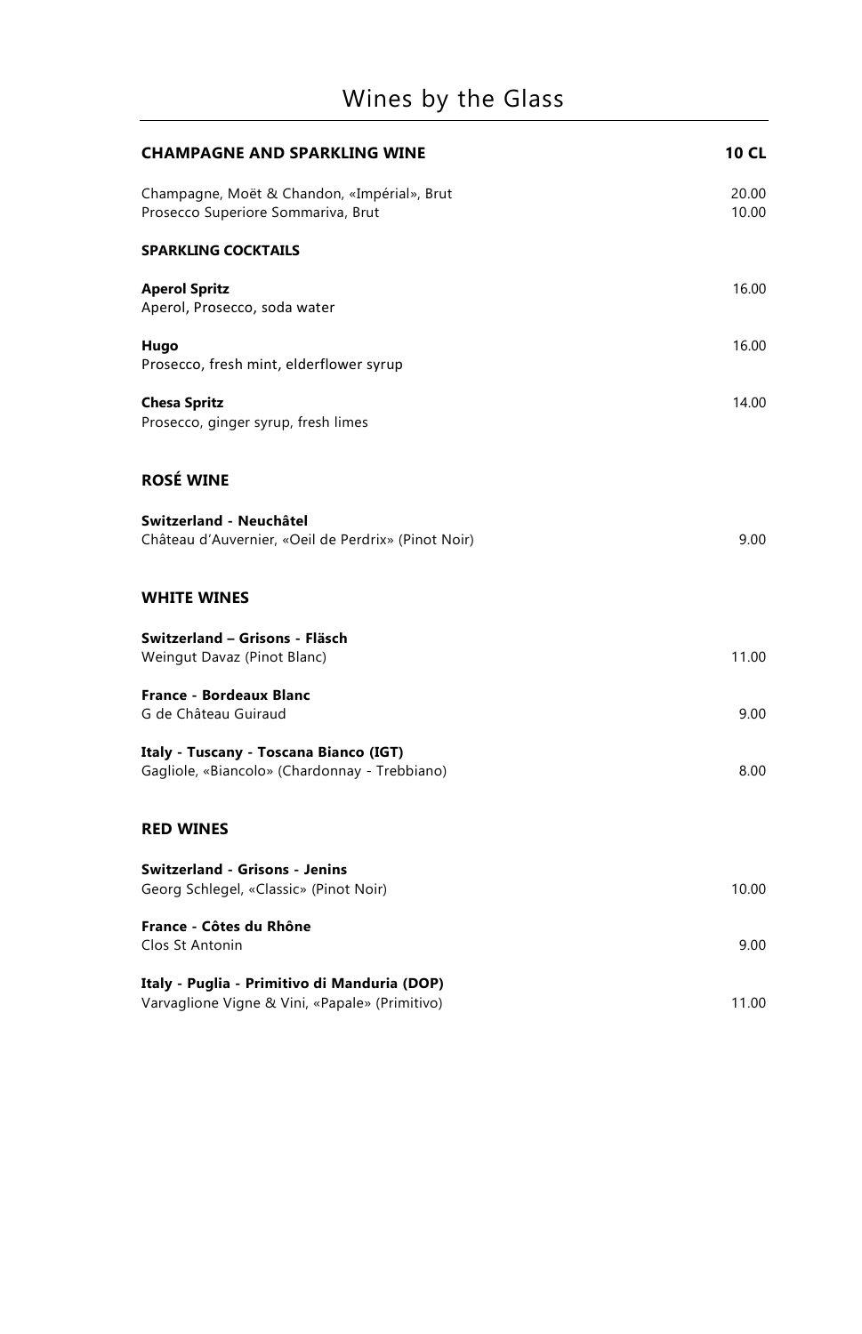# Wines by the Glass

## CHAMPAGNE AND SPARKLING WINE — 10 CL

| | 10 CL |
|---|---|
| Champagne, Moët & Chandon, «Impérial», Brut | 20.00 |
| Prosecco Superiore Sommariva, Brut | 10.00 |

### SPARKLING COCKTAILS

**Aperol Spritz** — 16.00
Aperol, Prosecco, soda water

**Hugo** — 16.00
Prosecco, fresh mint, elderflower syrup

**Chesa Spritz** — 14.00
Prosecco, ginger syrup, fresh limes

## ROSÉ WINE

**Switzerland - Neuchâtel**
Château d'Auvernier, «Oeil de Perdrix» (Pinot Noir) — 9.00

## WHITE WINES

**Switzerland – Grisons - Fläsch**
Weingut Davaz (Pinot Blanc) — 11.00

**France - Bordeaux Blanc**
G de Château Guiraud — 9.00

**Italy - Tuscany - Toscana Bianco (IGT)**
Gagliole, «Biancolo» (Chardonnay - Trebbiano) — 8.00

## RED WINES

**Switzerland - Grisons - Jenins**
Georg Schlegel, «Classic» (Pinot Noir) — 10.00

**France - Côtes du Rhône**
Clos St Antonin — 9.00

**Italy - Puglia - Primitivo di Manduria (DOP)**
Varvaglione Vigne & Vini, «Papale» (Primitivo) — 11.00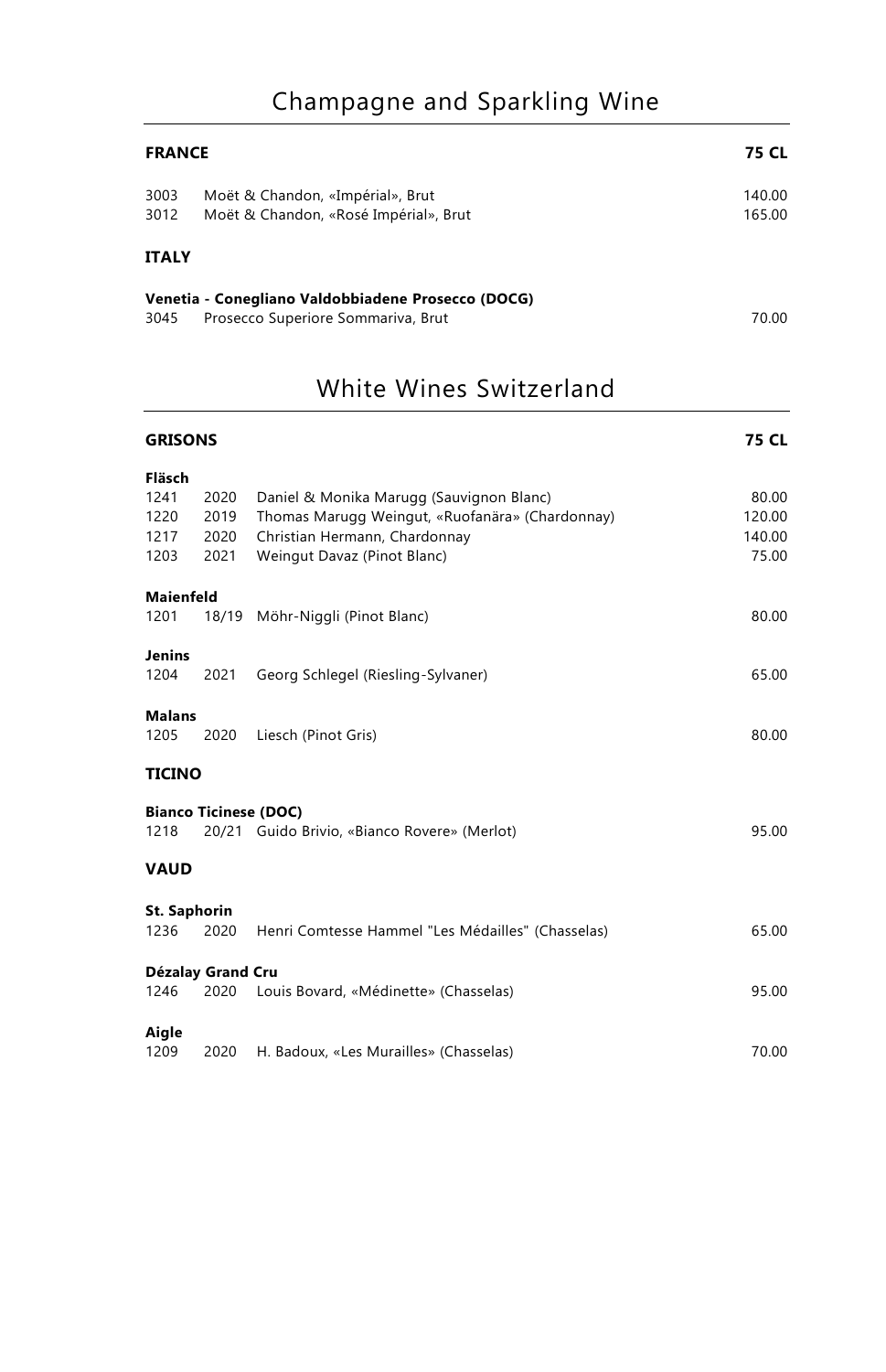# Champagne and Sparkling Wine

| **FRANCE** | | **75 CL** |
|---|---|---|
| 3003 | Moët & Chandon, «Impérial», Brut | 140.00 |
| 3012 | Moët & Chandon, «Rosé Impérial», Brut | 165.00 |

**ITALY**

**Venetia - Conegliano Valdobbiadene Prosecco (DOCG)**

| | | |
|---|---|---|
| 3045 | Prosecco Superiore Sommariva, Brut | 70.00 |

# White Wines Switzerland

| **GRISONS** | | | **75 CL** |
|---|---|---|---|
| **Fläsch** | | | |
| 1241 | 2020 | Daniel & Monika Marugg (Sauvignon Blanc) | 80.00 |
| 1220 | 2019 | Thomas Marugg Weingut, «Ruofanära» (Chardonnay) | 120.00 |
| 1217 | 2020 | Christian Hermann, Chardonnay | 140.00 |
| 1203 | 2021 | Weingut Davaz (Pinot Blanc) | 75.00 |
| **Maienfeld** | | | |
| 1201 | 18/19 | Möhr-Niggli (Pinot Blanc) | 80.00 |
| **Jenins** | | | |
| 1204 | 2021 | Georg Schlegel (Riesling-Sylvaner) | 65.00 |
| **Malans** | | | |
| 1205 | 2020 | Liesch (Pinot Gris) | 80.00 |

**TICINO**

| **Bianco Ticinese (DOC)** | | | |
|---|---|---|---|
| 1218 | 20/21 | Guido Brivio, «Bianco Rovere» (Merlot) | 95.00 |

**VAUD**

| **St. Saphorin** | | | |
|---|---|---|---|
| 1236 | 2020 | Henri Comtesse Hammel "Les Médailles" (Chasselas) | 65.00 |
| **Dézalay Grand Cru** | | | |
| 1246 | 2020 | Louis Bovard, «Médinette» (Chasselas) | 95.00 |
| **Aigle** | | | |
| 1209 | 2020 | H. Badoux, «Les Murailles» (Chasselas) | 70.00 |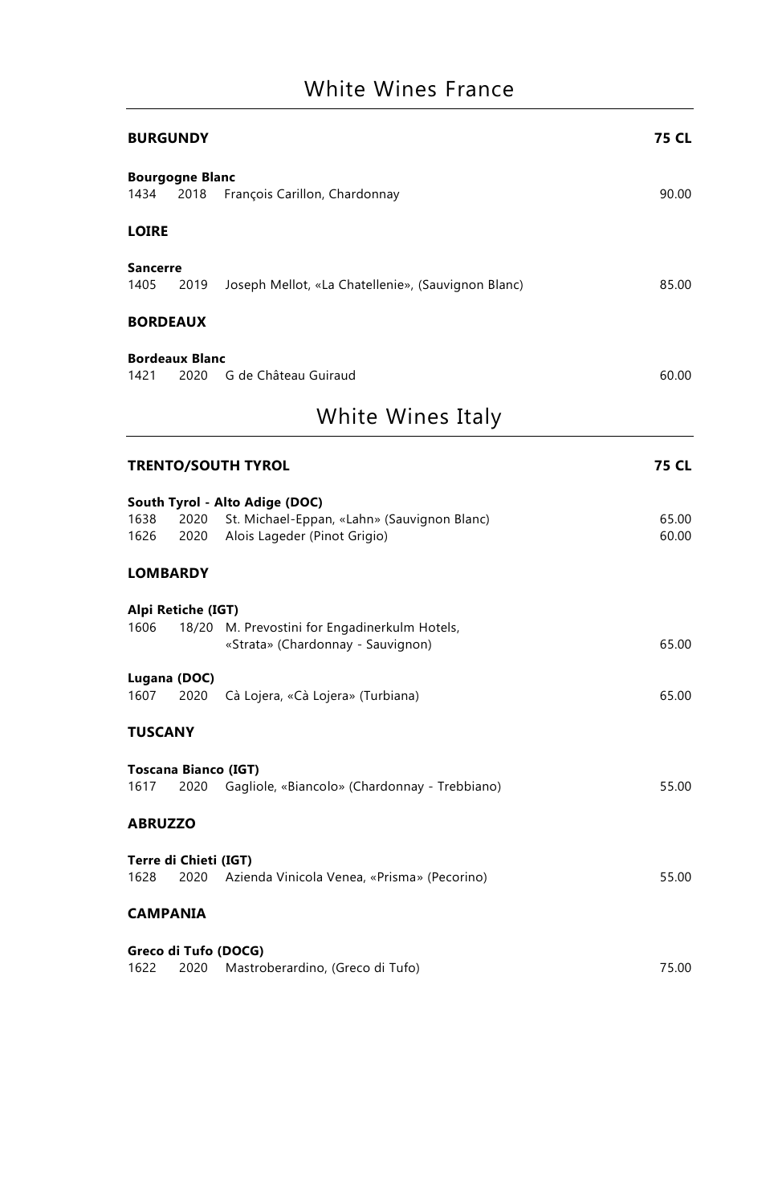# White Wines France

**BURGUNDY** **75 CL**

**Bourgogne Blanc**

| | | | |
|---|---|---|---|
| 1434 | 2018 | François Carillon, Chardonnay | 90.00 |

**LOIRE**

**Sancerre**

| | | | |
|---|---|---|---|
| 1405 | 2019 | Joseph Mellot, «La Chatellenie», (Sauvignon Blanc) | 85.00 |

**BORDEAUX**

**Bordeaux Blanc**

| | | | |
|---|---|---|---|
| 1421 | 2020 | G de Château Guiraud | 60.00 |

# White Wines Italy

**TRENTO/SOUTH TYROL** **75 CL**

**South Tyrol - Alto Adige (DOC)**

| | | | |
|---|---|---|---|
| 1638 | 2020 | St. Michael-Eppan, «Lahn» (Sauvignon Blanc) | 65.00 |
| 1626 | 2020 | Alois Lageder (Pinot Grigio) | 60.00 |

**LOMBARDY**

**Alpi Retiche (IGT)**

| | | | |
|---|---|---|---|
| 1606 | 18/20 | M. Prevostini for Engadinerkulm Hotels, «Strata» (Chardonnay - Sauvignon) | 65.00 |

**Lugana (DOC)**

| | | | |
|---|---|---|---|
| 1607 | 2020 | Cà Lojera, «Cà Lojera» (Turbiana) | 65.00 |

**TUSCANY**

**Toscana Bianco (IGT)**

| | | | |
|---|---|---|---|
| 1617 | 2020 | Gagliole, «Biancolo» (Chardonnay - Trebbiano) | 55.00 |

**ABRUZZO**

**Terre di Chieti (IGT)**

| | | | |
|---|---|---|---|
| 1628 | 2020 | Azienda Vinicola Venea, «Prisma» (Pecorino) | 55.00 |

**CAMPANIA**

**Greco di Tufo (DOCG)**

| | | | |
|---|---|---|---|
| 1622 | 2020 | Mastroberardino, (Greco di Tufo) | 75.00 |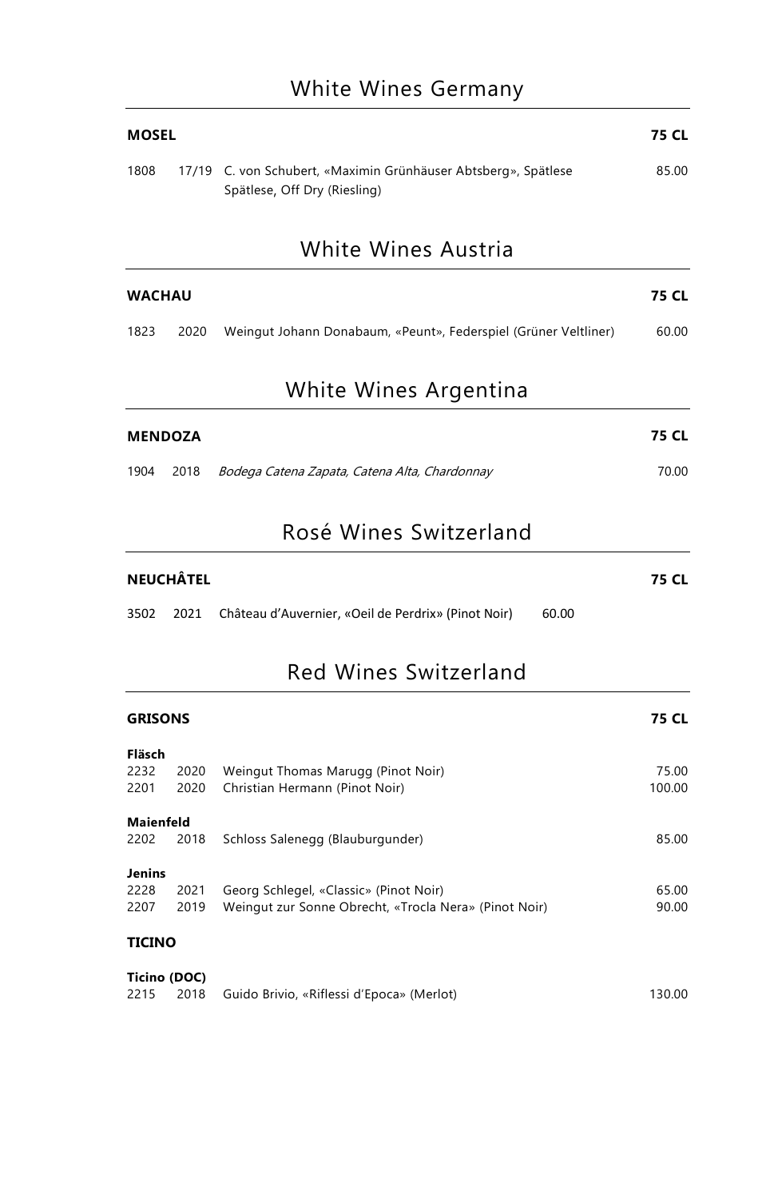# White Wines Germany

| **MOSEL** | | | **75 CL** |
|---|---|---|---|
| 1808 | 17/19 | C. von Schubert, «Maximin Grünhäuser Abtsberg», Spätlese Spätlese, Off Dry (Riesling) | 85.00 |

# White Wines Austria

| **WACHAU** | | | **75 CL** |
|---|---|---|---|
| 1823 | 2020 | Weingut Johann Donabaum, «Peunt», Federspiel (Grüner Veltliner) | 60.00 |

# White Wines Argentina

| **MENDOZA** | | | **75 CL** |
|---|---|---|---|
| 1904 | 2018 | *Bodega Catena Zapata, Catena Alta, Chardonnay* | 70.00 |

# Rosé Wines Switzerland

| **NEUCHÂTEL** | | | **75 CL** |
|---|---|---|---|
| 3502 | 2021 | Château d'Auvernier, «Oeil de Perdrix» (Pinot Noir) | 60.00 |

# Red Wines Switzerland

| **GRISONS** | | | **75 CL** |
|---|---|---|---|
| **Fläsch** | | | |
| 2232 | 2020 | Weingut Thomas Marugg (Pinot Noir) | 75.00 |
| 2201 | 2020 | Christian Hermann (Pinot Noir) | 100.00 |
| **Maienfeld** | | | |
| 2202 | 2018 | Schloss Salenegg (Blauburgunder) | 85.00 |
| **Jenins** | | | |
| 2228 | 2021 | Georg Schlegel, «Classic» (Pinot Noir) | 65.00 |
| 2207 | 2019 | Weingut zur Sonne Obrecht, «Trocla Nera» (Pinot Noir) | 90.00 |
| **TICINO** | | | |
| **Ticino (DOC)** | | | |
| 2215 | 2018 | Guido Brivio, «Riflessi d'Epoca» (Merlot) | 130.00 |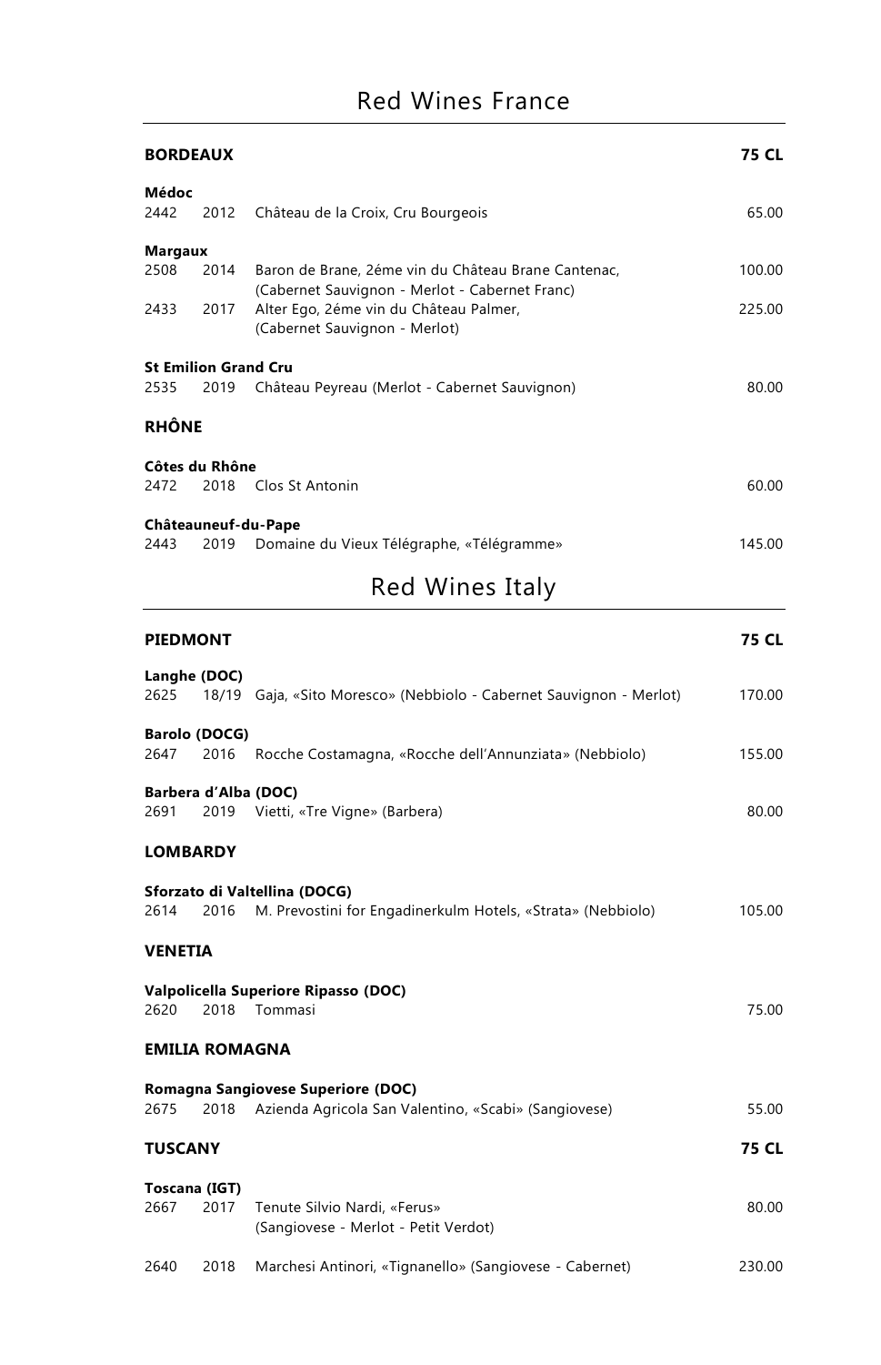# Red Wines France

| **BORDEAUX** | | | **75 CL** |
|---|---|---|---|
| **Médoc** | | | |
| 2442 | 2012 | Château de la Croix, Cru Bourgeois | 65.00 |
| **Margaux** | | | |
| 2508 | 2014 | Baron de Brane, 2éme vin du Château Brane Cantenac, (Cabernet Sauvignon - Merlot - Cabernet Franc) | 100.00 |
| 2433 | 2017 | Alter Ego, 2éme vin du Château Palmer, (Cabernet Sauvignon - Merlot) | 225.00 |
| **St Emilion Grand Cru** | | | |
| 2535 | 2019 | Château Peyreau (Merlot - Cabernet Sauvignon) | 80.00 |
| **RHÔNE** | | | |
| **Côtes du Rhône** | | | |
| 2472 | 2018 | Clos St Antonin | 60.00 |
| **Châteauneuf-du-Pape** | | | |
| 2443 | 2019 | Domaine du Vieux Télégraphe, «Télégramme» | 145.00 |

# Red Wines Italy

| **PIEDMONT** | | | **75 CL** |
|---|---|---|---|
| **Langhe (DOC)** | | | |
| 2625 | 18/19 | Gaja, «Sito Moresco» (Nebbiolo - Cabernet Sauvignon - Merlot) | 170.00 |
| **Barolo (DOCG)** | | | |
| 2647 | 2016 | Rocche Costamagna, «Rocche dell'Annunziata» (Nebbiolo) | 155.00 |
| **Barbera d'Alba (DOC)** | | | |
| 2691 | 2019 | Vietti, «Tre Vigne» (Barbera) | 80.00 |
| **LOMBARDY** | | | |
| **Sforzato di Valtellina (DOCG)** | | | |
| 2614 | 2016 | M. Prevostini for Engadinerkulm Hotels, «Strata» (Nebbiolo) | 105.00 |
| **VENETIA** | | | |
| **Valpolicella Superiore Ripasso (DOC)** | | | |
| 2620 | 2018 | Tommasi | 75.00 |
| **EMILIA ROMAGNA** | | | |
| **Romagna Sangiovese Superiore (DOC)** | | | |
| 2675 | 2018 | Azienda Agricola San Valentino, «Scabi» (Sangiovese) | 55.00 |
| **TUSCANY** | | | **75 CL** |
| **Toscana (IGT)** | | | |
| 2667 | 2017 | Tenute Silvio Nardi, «Ferus» (Sangiovese - Merlot - Petit Verdot) | 80.00 |
| 2640 | 2018 | Marchesi Antinori, «Tignanello» (Sangiovese - Cabernet) | 230.00 |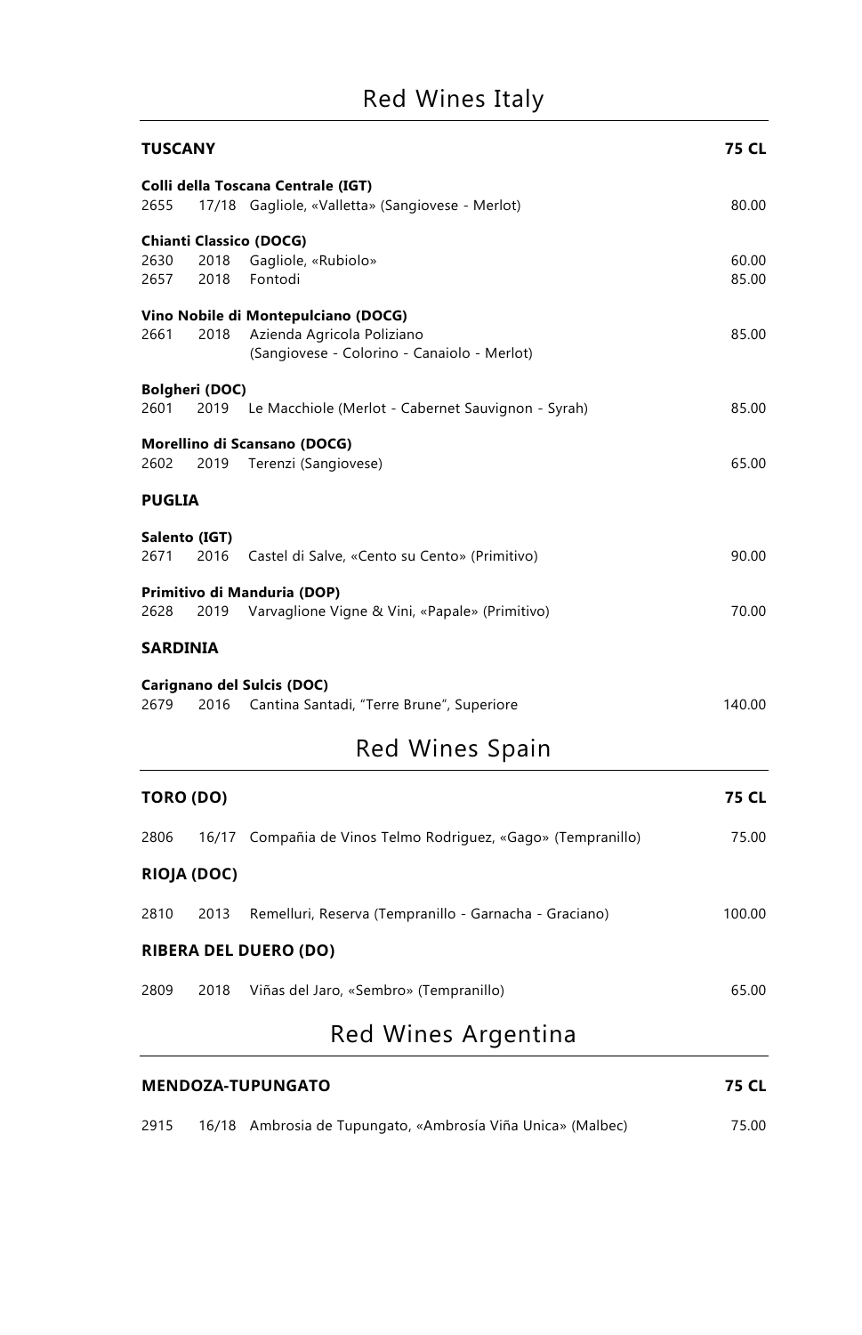# Red Wines Italy

**TUSCANY** **75 CL**

**Colli della Toscana Centrale (IGT)**

| | | | |
|---|---|---|---|
| 2655 | 17/18 | Gagliole, «Valletta» (Sangiovese - Merlot) | 80.00 |

**Chianti Classico (DOCG)**

| | | | |
|---|---|---|---|
| 2630 | 2018 | Gagliole, «Rubiolo» | 60.00 |
| 2657 | 2018 | Fontodi | 85.00 |

**Vino Nobile di Montepulciano (DOCG)**

| | | | |
|---|---|---|---|
| 2661 | 2018 | Azienda Agricola Poliziano (Sangiovese - Colorino - Canaiolo - Merlot) | 85.00 |

**Bolgheri (DOC)**

| | | | |
|---|---|---|---|
| 2601 | 2019 | Le Macchiole (Merlot - Cabernet Sauvignon - Syrah) | 85.00 |

**Morellino di Scansano (DOCG)**

| | | | |
|---|---|---|---|
| 2602 | 2019 | Terenzi (Sangiovese) | 65.00 |

**PUGLIA**

**Salento (IGT)**

| | | | |
|---|---|---|---|
| 2671 | 2016 | Castel di Salve, «Cento su Cento» (Primitivo) | 90.00 |

**Primitivo di Manduria (DOP)**

| | | | |
|---|---|---|---|
| 2628 | 2019 | Varvaglione Vigne & Vini, «Papale» (Primitivo) | 70.00 |

**SARDINIA**

**Carignano del Sulcis (DOC)**

| | | | |
|---|---|---|---|
| 2679 | 2016 | Cantina Santadi, "Terre Brune", Superiore | 140.00 |

# Red Wines Spain

**TORO (DO)** **75 CL**

| | | | |
|---|---|---|---|
| 2806 | 16/17 | Compañia de Vinos Telmo Rodriguez, «Gago» (Tempranillo) | 75.00 |

**RIOJA (DOC)**

| | | | |
|---|---|---|---|
| 2810 | 2013 | Remelluri, Reserva (Tempranillo - Garnacha - Graciano) | 100.00 |

**RIBERA DEL DUERO (DO)**

| | | | |
|---|---|---|---|
| 2809 | 2018 | Viñas del Jaro, «Sembro» (Tempranillo) | 65.00 |

# Red Wines Argentina

**MENDOZA-TUPUNGATO** **75 CL**

| | | | |
|---|---|---|---|
| 2915 | 16/18 | Ambrosia de Tupungato, «Ambrosía Viña Unica» (Malbec) | 75.00 |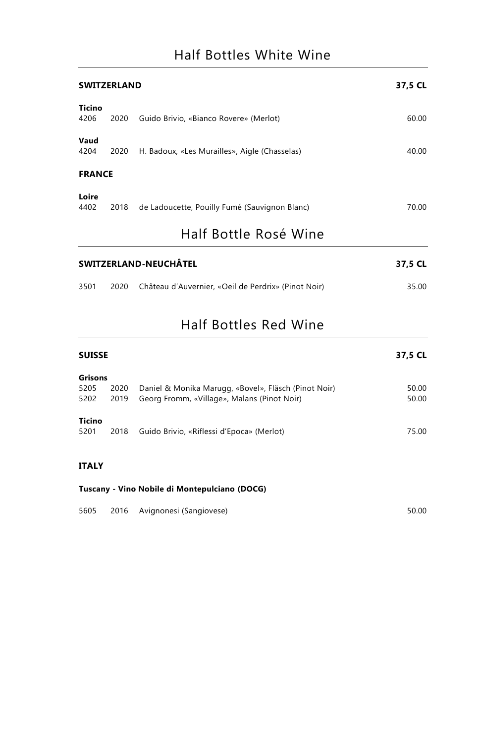# Half Bottles White Wine

| **SWITZERLAND** | | | **37,5 CL** |
|---|---|---|---|
| **Ticino** | | | |
| 4206 | 2020 | Guido Brivio, «Bianco Rovere» (Merlot) | 60.00 |
| **Vaud** | | | |
| 4204 | 2020 | H. Badoux, «Les Murailles», Aigle (Chasselas) | 40.00 |
| **FRANCE** | | | |
| **Loire** | | | |
| 4402 | 2018 | de Ladoucette, Pouilly Fumé (Sauvignon Blanc) | 70.00 |

# Half Bottle Rosé Wine

| **SWITZERLAND-NEUCHÂTEL** | | | **37,5 CL** |
|---|---|---|---|
| 3501 | 2020 | Château d'Auvernier, «Oeil de Perdrix» (Pinot Noir) | 35.00 |

# Half Bottles Red Wine

| **SUISSE** | | | **37,5 CL** |
|---|---|---|---|
| **Grisons** | | | |
| 5205 | 2020 | Daniel & Monika Marugg, «Bovel», Fläsch (Pinot Noir) | 50.00 |
| 5202 | 2019 | Georg Fromm, «Village», Malans (Pinot Noir) | 50.00 |
| **Ticino** | | | |
| 5201 | 2018 | Guido Brivio, «Riflessi d'Epoca» (Merlot) | 75.00 |
| **ITALY** | | | |
| **Tuscany - Vino Nobile di Montepulciano (DOCG)** | | | |
| 5605 | 2016 | Avignonesi (Sangiovese) | 50.00 |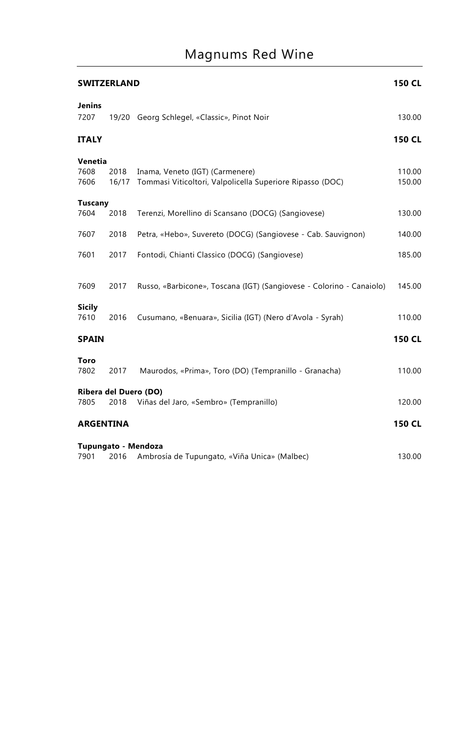# Magnums Red Wine

## SWITZERLAND — 150 CL

**Jenins**

| | | | |
|---|---|---|---|
| 7207 | 19/20 | Georg Schlegel, «Classic», Pinot Noir | 130.00 |

## ITALY — 150 CL

**Venetia**

| | | | |
|---|---|---|---|
| 7608 | 2018 | Inama, Veneto (IGT) (Carmenere) | 110.00 |
| 7606 | 16/17 | Tommasi Viticoltori, Valpolicella Superiore Ripasso (DOC) | 150.00 |

**Tuscany**

| | | | |
|---|---|---|---|
| 7604 | 2018 | Terenzi, Morellino di Scansano (DOCG) (Sangiovese) | 130.00 |
| 7607 | 2018 | Petra, «Hebo», Suvereto (DOCG) (Sangiovese - Cab. Sauvignon) | 140.00 |
| 7601 | 2017 | Fontodi, Chianti Classico (DOCG) (Sangiovese) | 185.00 |
| 7609 | 2017 | Russo, «Barbicone», Toscana (IGT) (Sangiovese - Colorino - Canaiolo) | 145.00 |

**Sicily**

| | | | |
|---|---|---|---|
| 7610 | 2016 | Cusumano, «Benuara», Sicilia (IGT) (Nero d'Avola - Syrah) | 110.00 |

## SPAIN — 150 CL

**Toro**

| | | | |
|---|---|---|---|
| 7802 | 2017 | Maurodos, «Prima», Toro (DO) (Tempranillo - Granacha) | 110.00 |

**Ribera del Duero (DO)**

| | | | |
|---|---|---|---|
| 7805 | 2018 | Viñas del Jaro, «Sembro» (Tempranillo) | 120.00 |

## ARGENTINA — 150 CL

**Tupungato - Mendoza**

| | | | |
|---|---|---|---|
| 7901 | 2016 | Ambrosía de Tupungato, «Viña Unica» (Malbec) | 130.00 |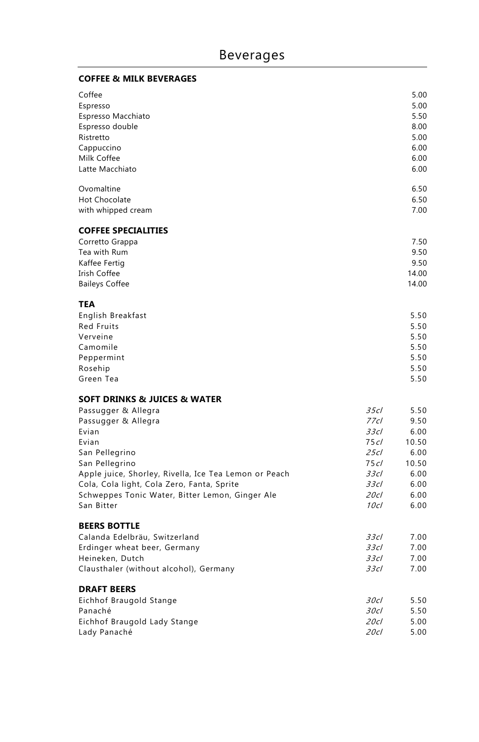# Beverages

## COFFEE & MILK BEVERAGES

| | |
|---|---|
| Coffee | 5.00 |
| Espresso | 5.00 |
| Espresso Macchiato | 5.50 |
| Espresso double | 8.00 |
| Ristretto | 5.00 |
| Cappuccino | 6.00 |
| Milk Coffee | 6.00 |
| Latte Macchiato | 6.00 |
| Ovomaltine | 6.50 |
| Hot Chocolate | 6.50 |
| with whipped cream | 7.00 |

## COFFEE SPECIALITIES

| | |
|---|---|
| Corretto Grappa | 7.50 |
| Tea with Rum | 9.50 |
| Kaffee Fertig | 9.50 |
| Irish Coffee | 14.00 |
| Baileys Coffee | 14.00 |

## TEA

| | |
|---|---|
| English Breakfast | 5.50 |
| Red Fruits | 5.50 |
| Verveine | 5.50 |
| Camomile | 5.50 |
| Peppermint | 5.50 |
| Rosehip | 5.50 |
| Green Tea | 5.50 |

## SOFT DRINKS & JUICES & WATER

| | | |
|---|---|---|
| Passugger & Allegra | *35cl* | 5.50 |
| Passugger & Allegra | *77cl* | 9.50 |
| Evian | *33cl* | 6.00 |
| Evian | *75cl* | 10.50 |
| San Pellegrino | *25cl* | 6.00 |
| San Pellegrino | *75cl* | 10.50 |
| Apple juice, Shorley, Rivella, Ice Tea Lemon or Peach | *33cl* | 6.00 |
| Cola, Cola light, Cola Zero, Fanta, Sprite | *33cl* | 6.00 |
| Schweppes Tonic Water, Bitter Lemon, Ginger Ale | *20cl* | 6.00 |
| San Bitter | *10cl* | 6.00 |

## BEERS BOTTLE

| | | |
|---|---|---|
| Calanda Edelbräu, Switzerland | *33cl* | 7.00 |
| Erdinger wheat beer, Germany | *33cl* | 7.00 |
| Heineken, Dutch | *33cl* | 7.00 |
| Clausthaler (without alcohol), Germany | *33cl* | 7.00 |

## DRAFT BEERS

| | | |
|---|---|---|
| Eichhof Braugold Stange | *30cl* | 5.50 |
| Panaché | *30cl* | 5.50 |
| Eichhof Braugold Lady Stange | *20cl* | 5.00 |
| Lady Panaché | *20cl* | 5.00 |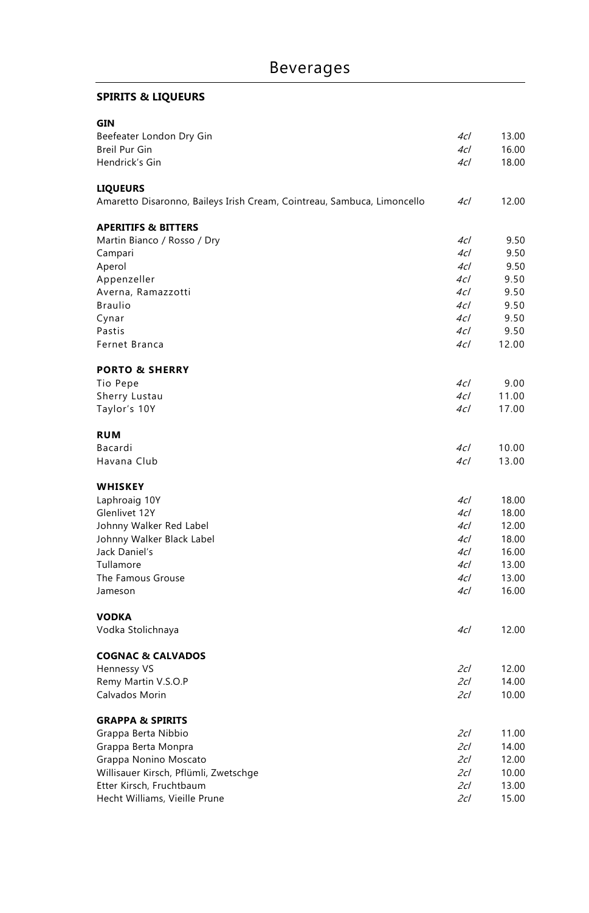# Beverages

## SPIRITS & LIQUEURS

### GIN

| | | |
|---|---|---|
| Beefeater London Dry Gin | *4cl* | 13.00 |
| Breil Pur Gin | *4cl* | 16.00 |
| Hendrick's Gin | *4cl* | 18.00 |

### LIQUEURS

| | | |
|---|---|---|
| Amaretto Disaronno, Baileys Irish Cream, Cointreau, Sambuca, Limoncello | *4cl* | 12.00 |

### APERITIFS & BITTERS

| | | |
|---|---|---|
| Martin Bianco / Rosso / Dry | *4cl* | 9.50 |
| Campari | *4cl* | 9.50 |
| Aperol | *4cl* | 9.50 |
| Appenzeller | *4cl* | 9.50 |
| Averna, Ramazzotti | *4cl* | 9.50 |
| Braulio | *4cl* | 9.50 |
| Cynar | *4cl* | 9.50 |
| Pastis | *4cl* | 9.50 |
| Fernet Branca | *4cl* | 12.00 |

### PORTO & SHERRY

| | | |
|---|---|---|
| Tio Pepe | *4cl* | 9.00 |
| Sherry Lustau | *4cl* | 11.00 |
| Taylor's 10Y | *4cl* | 17.00 |

### RUM

| | | |
|---|---|---|
| Bacardi | *4cl* | 10.00 |
| Havana Club | *4cl* | 13.00 |

### WHISKEY

| | | |
|---|---|---|
| Laphroaig 10Y | *4cl* | 18.00 |
| Glenlivet 12Y | *4cl* | 18.00 |
| Johnny Walker Red Label | *4cl* | 12.00 |
| Johnny Walker Black Label | *4cl* | 18.00 |
| Jack Daniel's | *4cl* | 16.00 |
| Tullamore | *4cl* | 13.00 |
| The Famous Grouse | *4cl* | 13.00 |
| Jameson | *4cl* | 16.00 |

### VODKA

| | | |
|---|---|---|
| Vodka Stolichnaya | *4cl* | 12.00 |

### COGNAC & CALVADOS

| | | |
|---|---|---|
| Hennessy VS | *2cl* | 12.00 |
| Remy Martin V.S.O.P | *2cl* | 14.00 |
| Calvados Morin | *2cl* | 10.00 |

### GRAPPA & SPIRITS

| | | |
|---|---|---|
| Grappa Berta Nibbio | *2cl* | 11.00 |
| Grappa Berta Monpra | *2cl* | 14.00 |
| Grappa Nonino Moscato | *2cl* | 12.00 |
| Willisauer Kirsch, Pflümli, Zwetschge | *2cl* | 10.00 |
| Etter Kirsch, Fruchtbaum | *2cl* | 13.00 |
| Hecht Williams, Vieille Prune | *2cl* | 15.00 |